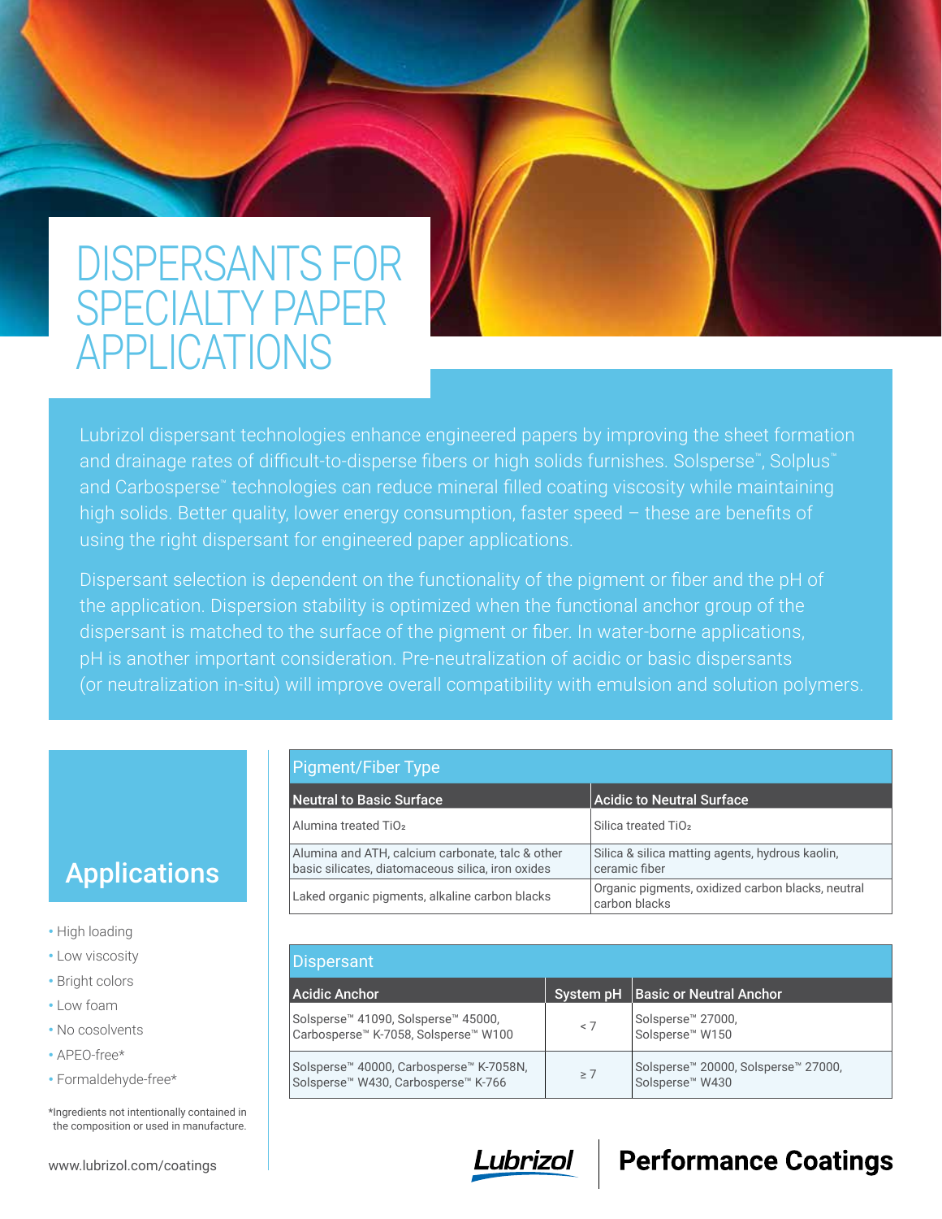# DISPERSANTS FOR SPECIALTY PAPER APPLICATIONS

Lubrizol dispersant technologies enhance engineered papers by improving the sheet formation and drainage rates of difficult-to-disperse fibers or high solids furnishes. Solsperse™, Solplus™ and Carbosperse™ technologies can reduce mineral filled coating viscosity while maintaining high solids. Better quality, lower energy consumption, faster speed – these are benefits of using the right dispersant for engineered paper applications.

Dispersant selection is dependent on the functionality of the pigment or fiber and the pH of the application. Dispersion stability is optimized when the functional anchor group of the dispersant is matched to the surface of the pigment or fiber. In water-borne applications, pH is another important consideration. Pre-neutralization of acidic or basic dispersants (or neutralization in-situ) will improve overall compatibility with emulsion and solution polymers.

## Applications

- High loading
- Low viscosity
- Bright colors
- Low foam
- No cosolvents
- APEO-free*
- Formaldehyde-free*

*Ingredients not intentionally contained in the composition or used in manufacture.

www.lubrizol.com/coatings

**Pigment/Fiber Type**

| Neutral to Basic Surface | Acidic to Neutral Surface |
|---|---|
| Alumina treated $TiO_2$ | Silica treated $TiO_2$ |
| Alumina and ATH, calcium carbonate, talc & other basic silicates, diatomaceous silica, iron oxides | Silica & silica matting agents, hydrous kaolin, ceramic fiber |
| Laked organic pigments, alkaline carbon blacks | Organic pigments, oxidized carbon blacks, neutral carbon blacks |

**Dispersant**

| Acidic Anchor | System pH | Basic or Neutral Anchor |
|---|---|---|
| Solsperse™ 41090, Solsperse™ 45000, Carbosperse™ K-7058, Solsperse™ W100 | < 7 | Solsperse™ 27000, Solsperse™ W150 |
| Solsperse™ 40000, Carbosperse™ K-7058N, Solsperse™ W430, Carbosperse™ K-766 | ≥ 7 | Solsperse™ 20000, Solsperse™ 27000, Solsperse™ W430 |

Lubrizol | Performance Coatings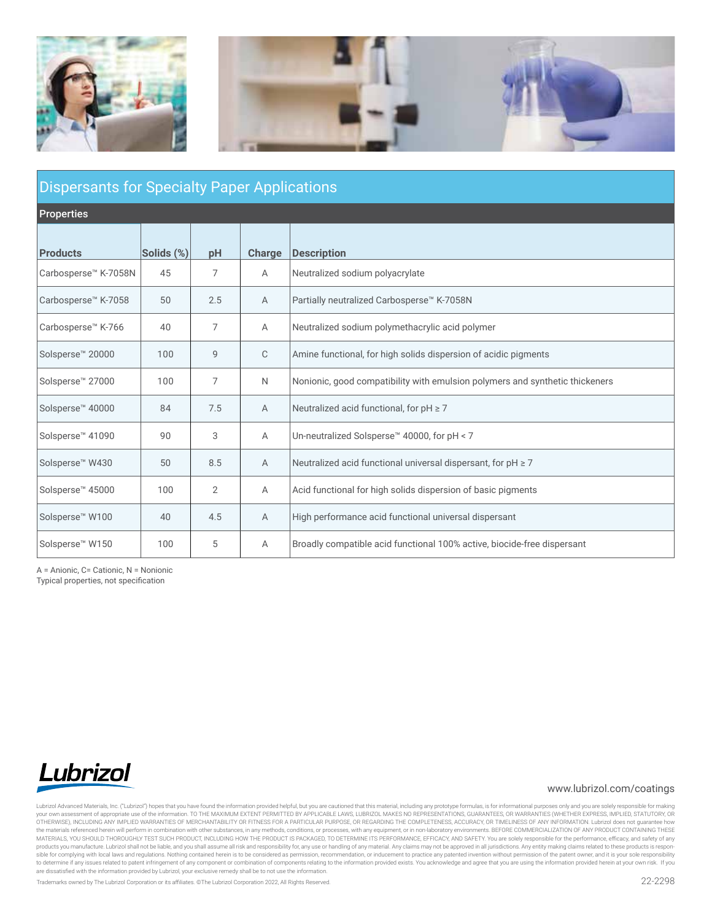## Dispersants for Specialty Paper Applications

### Properties

| Products | Solids (%) | pH | Charge | Description |
|---|---|---|---|---|
| Carbosperse™ K-7058N | 45 | 7 | A | Neutralized sodium polyacrylate |
| Carbosperse™ K-7058 | 50 | 2.5 | A | Partially neutralized Carbosperse™ K-7058N |
| Carbosperse™ K-766 | 40 | 7 | A | Neutralized sodium polymethacrylic acid polymer |
| Solsperse™ 20000 | 100 | 9 | C | Amine functional, for high solids dispersion of acidic pigments |
| Solsperse™ 27000 | 100 | 7 | N | Nonionic, good compatibility with emulsion polymers and synthetic thickeners |
| Solsperse™ 40000 | 84 | 7.5 | A | Neutralized acid functional, for pH ≥ 7 |
| Solsperse™ 41090 | 90 | 3 | A | Un-neutralized Solsperse™ 40000, for pH < 7 |
| Solsperse™ W430 | 50 | 8.5 | A | Neutralized acid functional universal dispersant, for pH ≥ 7 |
| Solsperse™ 45000 | 100 | 2 | A | Acid functional for high solids dispersion of basic pigments |
| Solsperse™ W100 | 40 | 4.5 | A | High performance acid functional universal dispersant |
| Solsperse™ W150 | 100 | 5 | A | Broadly compatible acid functional 100% active, biocide-free dispersant |

A = Anionic, C= Cationic, N = Nonionic
Typical properties, not specification

Lubrizol

www.lubrizol.com/coatings

Lubrizol Advanced Materials, Inc. ("Lubrizol") hopes that you have found the information provided helpful, but you are cautioned that this material, including any prototype formulas, is for informational purposes only and you are solely responsible for making your own assessment of appropriate use of the information. TO THE MAXIMUM EXTENT PERMITTED BY APPLICABLE LAWS, LUBRIZOL MAKES NO REPRESENTATIONS, GUARANTEES, OR WARRANTIES (WHETHER EXPRESS, IMPLIED, STATUTORY, OR OTHERWISE), INCLUDING ANY IMPLIED WARRANTIES OF MERCHANTABILITY OR FITNESS FOR A PARTICULAR PURPOSE, OR REGARDING THE COMPLETENESS, ACCURACY, OR TIMELINESS OF ANY INFORMATION. Lubrizol does not guarantee how the materials referenced herein will perform in combination with other substances, in any methods, conditions, or processes, with any equipment, or in non-laboratory environments. BEFORE COMMERCIALIZATION OF ANY PRODUCT CONTAINING THESE MATERIALS, YOU SHOULD THOROUGHLY TEST SUCH PRODUCT, INCLUDING HOW THE PRODUCT IS PACKAGED, TO DETERMINE ITS PERFORMANCE, EFFICACY, AND SAFETY. You are solely responsible for the performance, efficacy, and safety of any products you manufacture. Lubrizol shall not be liable, and you shall assume all risk and responsibility for, any use or handling of any material. Any claims may not be approved in all jurisdictions. Any entity making claims related to these products is responsible for complying with local laws and regulations. Nothing contained herein is to be considered as permission, recommendation, or inducement to practice any patented invention without permission of the patent owner, and it is your sole responsibility to determine if any issues related to patent infringement of any component or combination of components relating to the information provided exists. You acknowledge and agree that you are using the information provided herein at your own risk. If you are dissatisfied with the information provided by Lubrizol, your exclusive remedy shall be to not use the information.

Trademarks owned by The Lubrizol Corporation or its affiliates. ©The Lubrizol Corporation 2022, All Rights Reserved.

22-2298